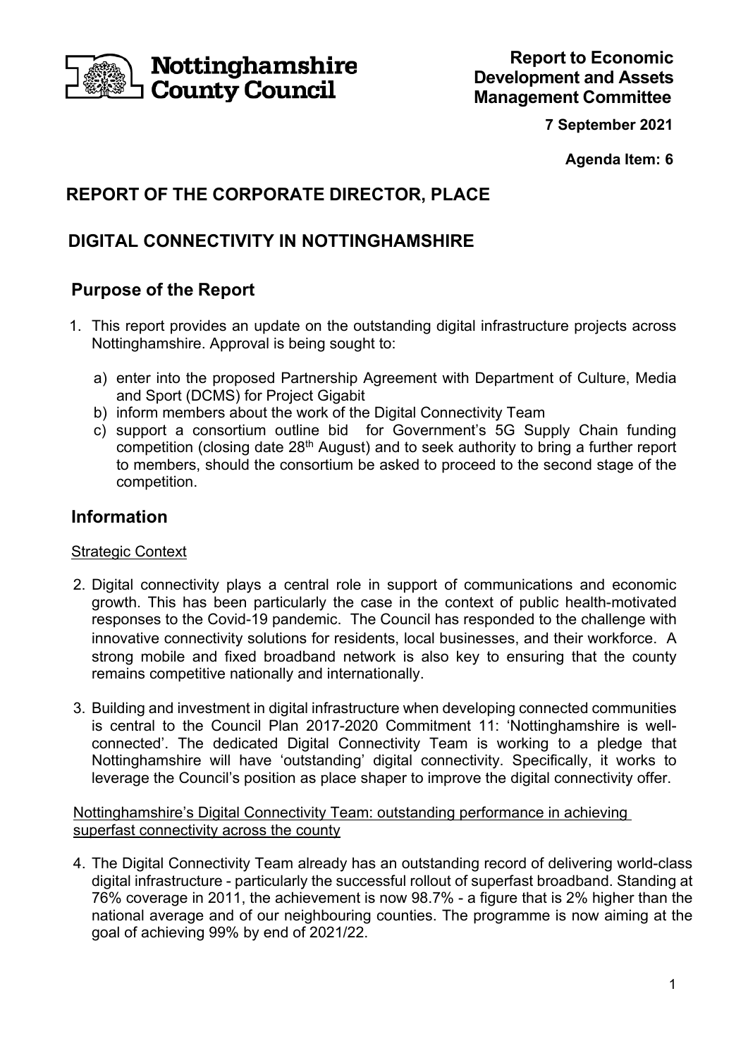Nottinghamshire County Council

**Report to Economic Development and Assets Management Committee**

**7 September 2021**

**Agenda Item: 6**

## REPORT OF THE CORPORATE DIRECTOR, PLACE

## DIGITAL CONNECTIVITY IN NOTTINGHAMSHIRE

## Purpose of the Report

1. This report provides an update on the outstanding digital infrastructure projects across Nottinghamshire. Approval is being sought to:

   a) enter into the proposed Partnership Agreement with Department of Culture, Media and Sport (DCMS) for Project Gigabit
   b) inform members about the work of the Digital Connectivity Team
   c) support a consortium outline bid for Government's 5G Supply Chain funding competition (closing date 28th August) and to seek authority to bring a further report to members, should the consortium be asked to proceed to the second stage of the competition.

## Information

Strategic Context

2. Digital connectivity plays a central role in support of communications and economic growth. This has been particularly the case in the context of public health-motivated responses to the Covid-19 pandemic. The Council has responded to the challenge with innovative connectivity solutions for residents, local businesses, and their workforce. A strong mobile and fixed broadband network is also key to ensuring that the county remains competitive nationally and internationally.

3. Building and investment in digital infrastructure when developing connected communities is central to the Council Plan 2017-2020 Commitment 11: 'Nottinghamshire is well-connected'. The dedicated Digital Connectivity Team is working to a pledge that Nottinghamshire will have 'outstanding' digital connectivity. Specifically, it works to leverage the Council's position as place shaper to improve the digital connectivity offer.

Nottinghamshire's Digital Connectivity Team: outstanding performance in achieving superfast connectivity across the county

4. The Digital Connectivity Team already has an outstanding record of delivering world-class digital infrastructure - particularly the successful rollout of superfast broadband. Standing at 76% coverage in 2011, the achievement is now 98.7% - a figure that is 2% higher than the national average and of our neighbouring counties. The programme is now aiming at the goal of achieving 99% by end of 2021/22.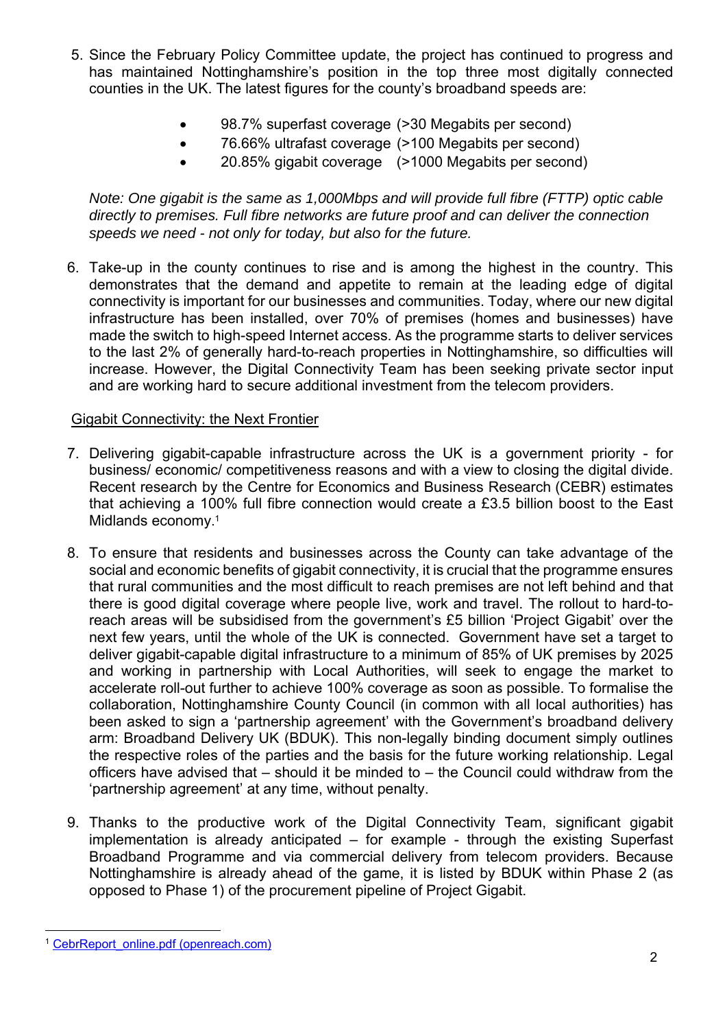5. Since the February Policy Committee update, the project has continued to progress and has maintained Nottinghamshire's position in the top three most digitally connected counties in the UK. The latest figures for the county's broadband speeds are:

   - 98.7% superfast coverage (>30 Megabits per second)
   - 76.66% ultrafast coverage (>100 Megabits per second)
   - 20.85% gigabit coverage (>1000 Megabits per second)

   *Note: One gigabit is the same as 1,000Mbps and will provide full fibre (FTTP) optic cable directly to premises. Full fibre networks are future proof and can deliver the connection speeds we need - not only for today, but also for the future.*

6. Take-up in the county continues to rise and is among the highest in the country. This demonstrates that the demand and appetite to remain at the leading edge of digital connectivity is important for our businesses and communities. Today, where our new digital infrastructure has been installed, over 70% of premises (homes and businesses) have made the switch to high-speed Internet access. As the programme starts to deliver services to the last 2% of generally hard-to-reach properties in Nottinghamshire, so difficulties will increase. However, the Digital Connectivity Team has been seeking private sector input and are working hard to secure additional investment from the telecom providers.

<u>Gigabit Connectivity: the Next Frontier</u>

7. Delivering gigabit-capable infrastructure across the UK is a government priority - for business/ economic/ competitiveness reasons and with a view to closing the digital divide. Recent research by the Centre for Economics and Business Research (CEBR) estimates that achieving a 100% full fibre connection would create a £3.5 billion boost to the East Midlands economy.[1]

8. To ensure that residents and businesses across the County can take advantage of the social and economic benefits of gigabit connectivity, it is crucial that the programme ensures that rural communities and the most difficult to reach premises are not left behind and that there is good digital coverage where people live, work and travel. The rollout to hard-to-reach areas will be subsidised from the government's £5 billion 'Project Gigabit' over the next few years, until the whole of the UK is connected. Government have set a target to deliver gigabit-capable digital infrastructure to a minimum of 85% of UK premises by 2025 and working in partnership with Local Authorities, will seek to engage the market to accelerate roll-out further to achieve 100% coverage as soon as possible. To formalise the collaboration, Nottinghamshire County Council (in common with all local authorities) has been asked to sign a 'partnership agreement' with the Government's broadband delivery arm: Broadband Delivery UK (BDUK). This non-legally binding document simply outlines the respective roles of the parties and the basis for the future working relationship. Legal officers have advised that – should it be minded to – the Council could withdraw from the 'partnership agreement' at any time, without penalty.

9. Thanks to the productive work of the Digital Connectivity Team, significant gigabit implementation is already anticipated – for example - through the existing Superfast Broadband Programme and via commercial delivery from telecom providers. Because Nottinghamshire is already ahead of the game, it is listed by BDUK within Phase 2 (as opposed to Phase 1) of the procurement pipeline of Project Gigabit.

---

[1] CebrReport_online.pdf (openreach.com)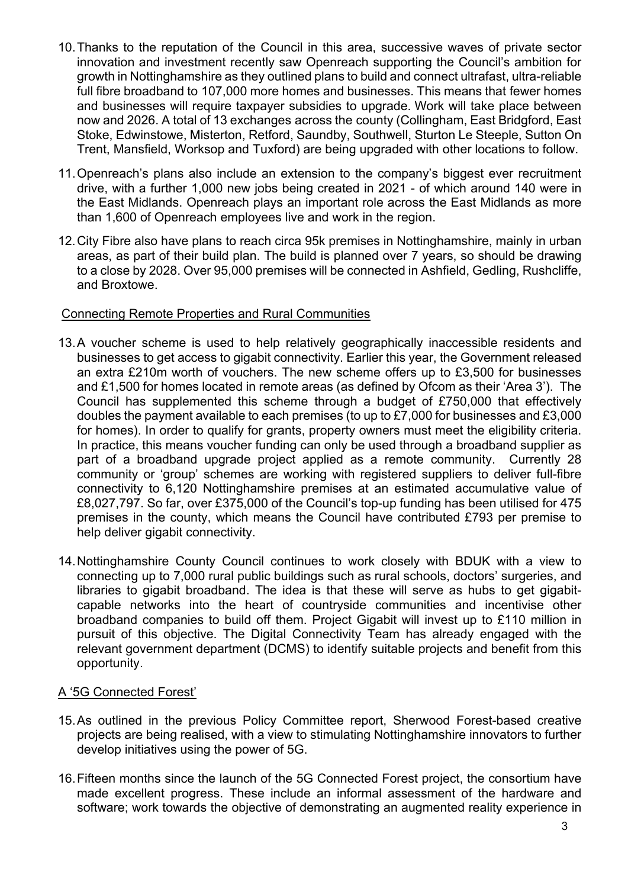10. Thanks to the reputation of the Council in this area, successive waves of private sector innovation and investment recently saw Openreach supporting the Council's ambition for growth in Nottinghamshire as they outlined plans to build and connect ultrafast, ultra-reliable full fibre broadband to 107,000 more homes and businesses. This means that fewer homes and businesses will require taxpayer subsidies to upgrade. Work will take place between now and 2026. A total of 13 exchanges across the county (Collingham, East Bridgford, East Stoke, Edwinstowe, Misterton, Retford, Saundby, Southwell, Sturton Le Steeple, Sutton On Trent, Mansfield, Worksop and Tuxford) are being upgraded with other locations to follow.

11. Openreach's plans also include an extension to the company's biggest ever recruitment drive, with a further 1,000 new jobs being created in 2021 - of which around 140 were in the East Midlands. Openreach plays an important role across the East Midlands as more than 1,600 of Openreach employees live and work in the region.

12. City Fibre also have plans to reach circa 95k premises in Nottinghamshire, mainly in urban areas, as part of their build plan. The build is planned over 7 years, so should be drawing to a close by 2028. Over 95,000 premises will be connected in Ashfield, Gedling, Rushcliffe, and Broxtowe.

<u>Connecting Remote Properties and Rural Communities</u>

13. A voucher scheme is used to help relatively geographically inaccessible residents and businesses to get access to gigabit connectivity. Earlier this year, the Government released an extra £210m worth of vouchers. The new scheme offers up to £3,500 for businesses and £1,500 for homes located in remote areas (as defined by Ofcom as their 'Area 3'). The Council has supplemented this scheme through a budget of £750,000 that effectively doubles the payment available to each premises (to up to £7,000 for businesses and £3,000 for homes). In order to qualify for grants, property owners must meet the eligibility criteria. In practice, this means voucher funding can only be used through a broadband supplier as part of a broadband upgrade project applied as a remote community. Currently 28 community or 'group' schemes are working with registered suppliers to deliver full-fibre connectivity to 6,120 Nottinghamshire premises at an estimated accumulative value of £8,027,797. So far, over £375,000 of the Council's top-up funding has been utilised for 475 premises in the county, which means the Council have contributed £793 per premise to help deliver gigabit connectivity.

14. Nottinghamshire County Council continues to work closely with BDUK with a view to connecting up to 7,000 rural public buildings such as rural schools, doctors' surgeries, and libraries to gigabit broadband. The idea is that these will serve as hubs to get gigabit-capable networks into the heart of countryside communities and incentivise other broadband companies to build off them. Project Gigabit will invest up to £110 million in pursuit of this objective. The Digital Connectivity Team has already engaged with the relevant government department (DCMS) to identify suitable projects and benefit from this opportunity.

<u>A '5G Connected Forest'</u>

15. As outlined in the previous Policy Committee report, Sherwood Forest-based creative projects are being realised, with a view to stimulating Nottinghamshire innovators to further develop initiatives using the power of 5G.

16. Fifteen months since the launch of the 5G Connected Forest project, the consortium have made excellent progress. These include an informal assessment of the hardware and software; work towards the objective of demonstrating an augmented reality experience in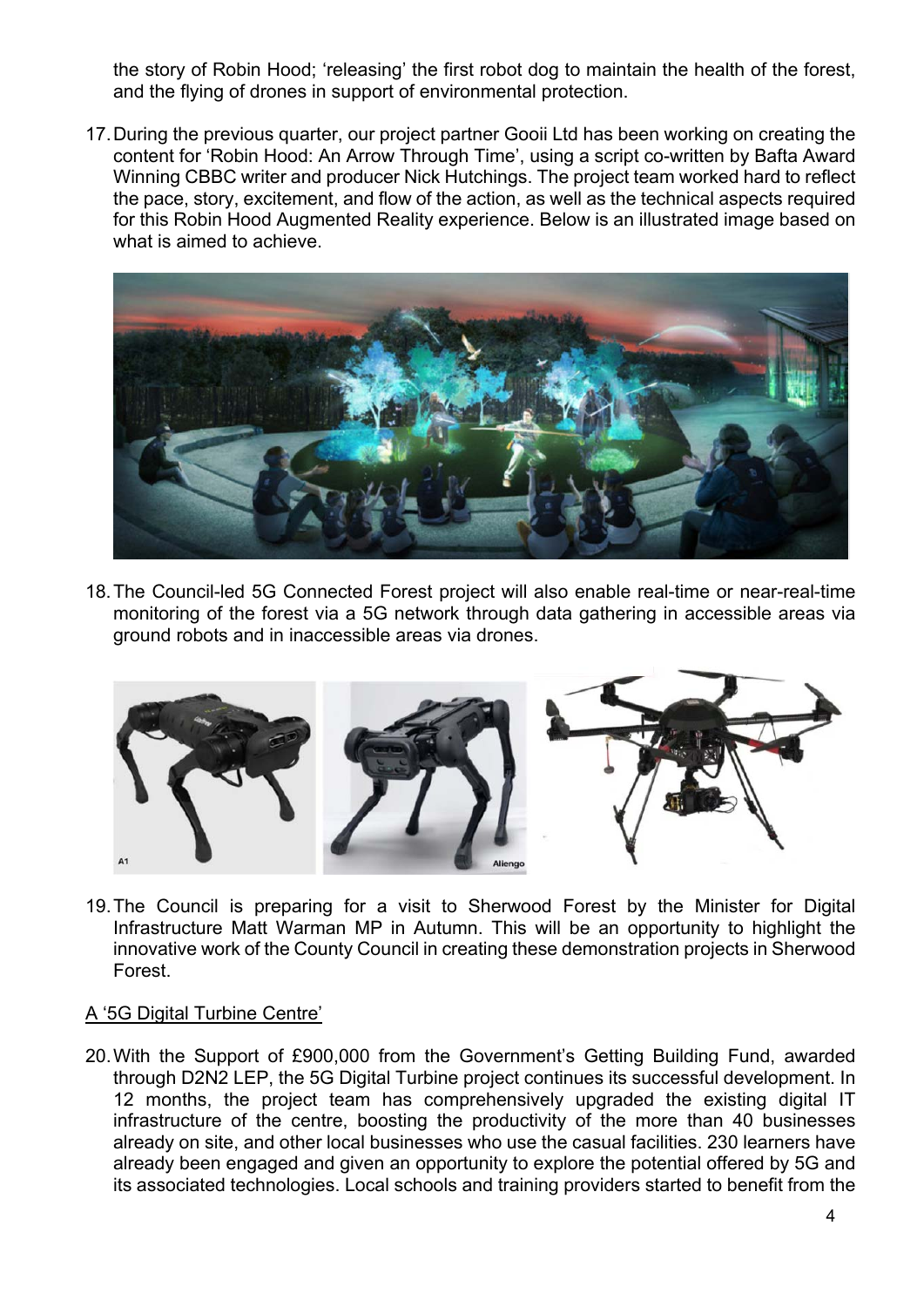the story of Robin Hood; 'releasing' the first robot dog to maintain the health of the forest, and the flying of drones in support of environmental protection.

17. During the previous quarter, our project partner Gooii Ltd has been working on creating the content for 'Robin Hood: An Arrow Through Time', using a script co-written by Bafta Award Winning CBBC writer and producer Nick Hutchings. The project team worked hard to reflect the pace, story, excitement, and flow of the action, as well as the technical aspects required for this Robin Hood Augmented Reality experience. Below is an illustrated image based on what is aimed to achieve.

18. The Council-led 5G Connected Forest project will also enable real-time or near-real-time monitoring of the forest via a 5G network through data gathering in accessible areas via ground robots and in inaccessible areas via drones.

19. The Council is preparing for a visit to Sherwood Forest by the Minister for Digital Infrastructure Matt Warman MP in Autumn. This will be an opportunity to highlight the innovative work of the County Council in creating these demonstration projects in Sherwood Forest.

A '5G Digital Turbine Centre'

20. With the Support of £900,000 from the Government's Getting Building Fund, awarded through D2N2 LEP, the 5G Digital Turbine project continues its successful development. In 12 months, the project team has comprehensively upgraded the existing digital IT infrastructure of the centre, boosting the productivity of the more than 40 businesses already on site, and other local businesses who use the casual facilities. 230 learners have already been engaged and given an opportunity to explore the potential offered by 5G and its associated technologies. Local schools and training providers started to benefit from the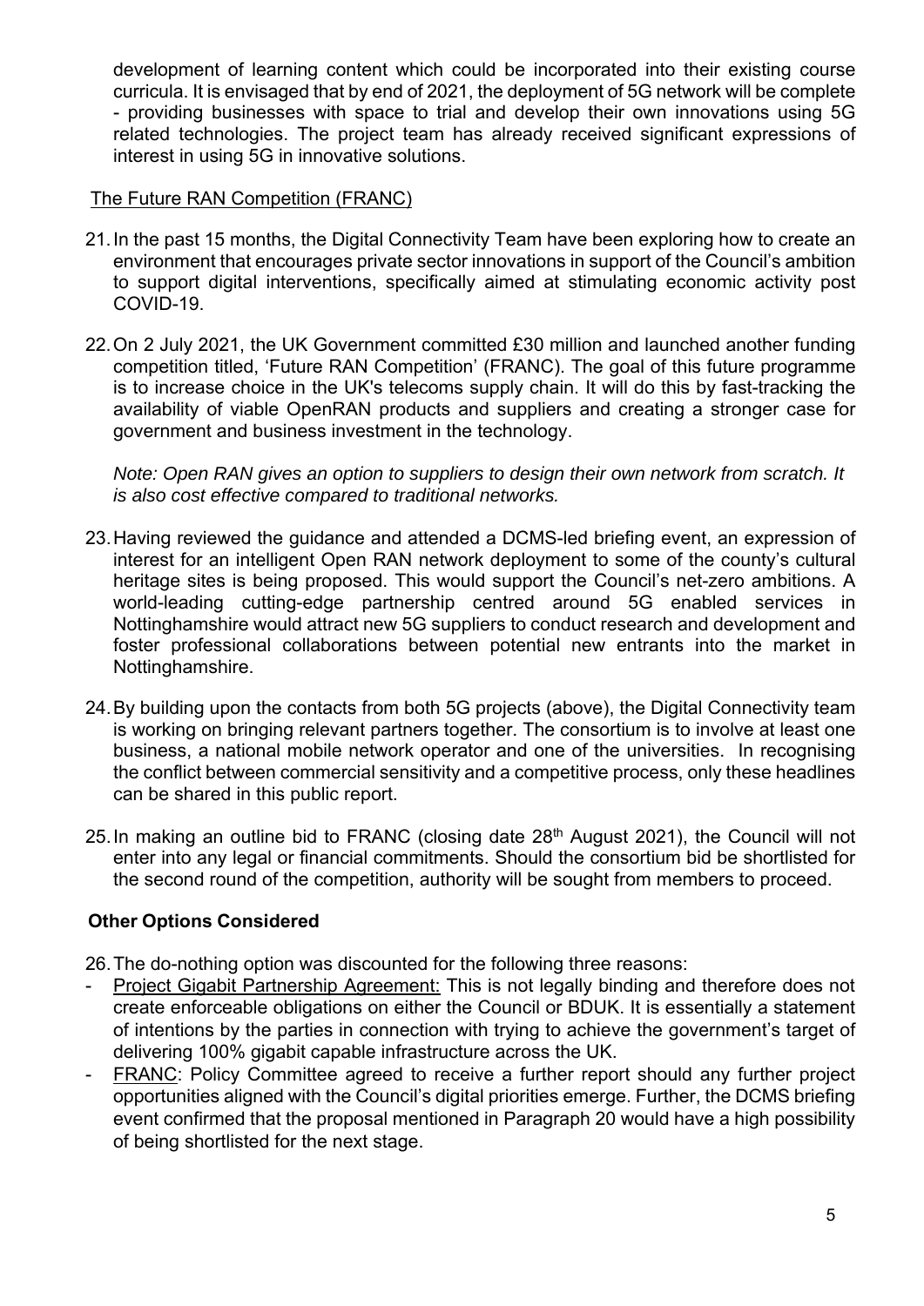development of learning content which could be incorporated into their existing course curricula. It is envisaged that by end of 2021, the deployment of 5G network will be complete - providing businesses with space to trial and develop their own innovations using 5G related technologies. The project team has already received significant expressions of interest in using 5G in innovative solutions.

The Future RAN Competition (FRANC)

21. In the past 15 months, the Digital Connectivity Team have been exploring how to create an environment that encourages private sector innovations in support of the Council's ambition to support digital interventions, specifically aimed at stimulating economic activity post COVID-19.

22. On 2 July 2021, the UK Government committed £30 million and launched another funding competition titled, 'Future RAN Competition' (FRANC). The goal of this future programme is to increase choice in the UK's telecoms supply chain. It will do this by fast-tracking the availability of viable OpenRAN products and suppliers and creating a stronger case for government and business investment in the technology.

   *Note: Open RAN gives an option to suppliers to design their own network from scratch. It is also cost effective compared to traditional networks.*

23. Having reviewed the guidance and attended a DCMS-led briefing event, an expression of interest for an intelligent Open RAN network deployment to some of the county's cultural heritage sites is being proposed. This would support the Council's net-zero ambitions. A world-leading cutting-edge partnership centred around 5G enabled services in Nottinghamshire would attract new 5G suppliers to conduct research and development and foster professional collaborations between potential new entrants into the market in Nottinghamshire.

24. By building upon the contacts from both 5G projects (above), the Digital Connectivity team is working on bringing relevant partners together. The consortium is to involve at least one business, a national mobile network operator and one of the universities. In recognising the conflict between commercial sensitivity and a competitive process, only these headlines can be shared in this public report.

25. In making an outline bid to FRANC (closing date 28th August 2021), the Council will not enter into any legal or financial commitments. Should the consortium bid be shortlisted for the second round of the competition, authority will be sought from members to proceed.

## Other Options Considered

26. The do-nothing option was discounted for the following three reasons:

- Project Gigabit Partnership Agreement: This is not legally binding and therefore does not create enforceable obligations on either the Council or BDUK. It is essentially a statement of intentions by the parties in connection with trying to achieve the government's target of delivering 100% gigabit capable infrastructure across the UK.
- FRANC: Policy Committee agreed to receive a further report should any further project opportunities aligned with the Council's digital priorities emerge. Further, the DCMS briefing event confirmed that the proposal mentioned in Paragraph 20 would have a high possibility of being shortlisted for the next stage.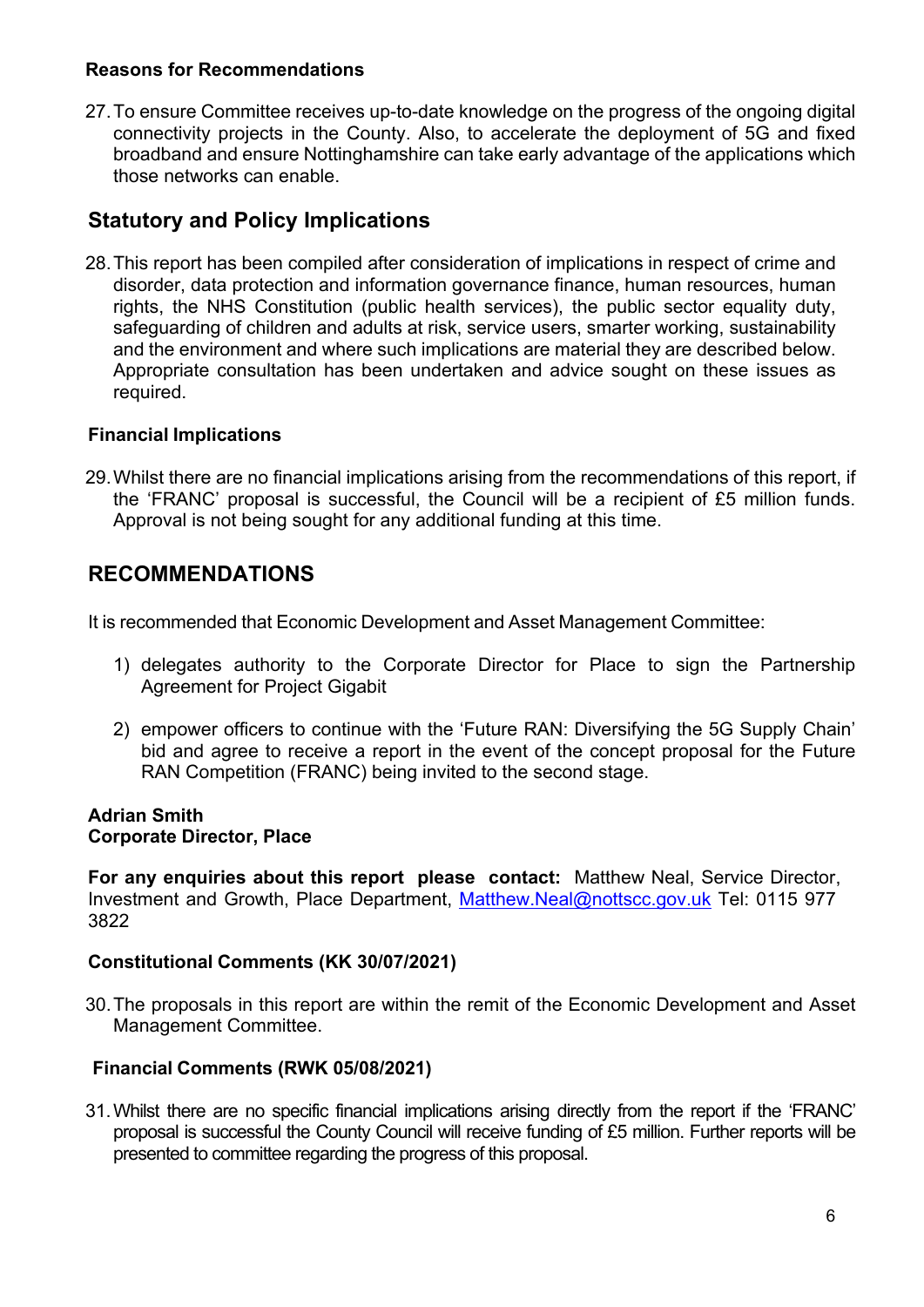### Reasons for Recommendations

27. To ensure Committee receives up-to-date knowledge on the progress of the ongoing digital connectivity projects in the County. Also, to accelerate the deployment of 5G and fixed broadband and ensure Nottinghamshire can take early advantage of the applications which those networks can enable.

## Statutory and Policy Implications

28. This report has been compiled after consideration of implications in respect of crime and disorder, data protection and information governance finance, human resources, human rights, the NHS Constitution (public health services), the public sector equality duty, safeguarding of children and adults at risk, service users, smarter working, sustainability and the environment and where such implications are material they are described below. Appropriate consultation has been undertaken and advice sought on these issues as required.

### Financial Implications

29. Whilst there are no financial implications arising from the recommendations of this report, if the 'FRANC' proposal is successful, the Council will be a recipient of £5 million funds. Approval is not being sought for any additional funding at this time.

## RECOMMENDATIONS

It is recommended that Economic Development and Asset Management Committee:

1) delegates authority to the Corporate Director for Place to sign the Partnership Agreement for Project Gigabit

2) empower officers to continue with the 'Future RAN: Diversifying the 5G Supply Chain' bid and agree to receive a report in the event of the concept proposal for the Future RAN Competition (FRANC) being invited to the second stage.

**Adrian Smith**
**Corporate Director, Place**

**For any enquiries about this report please contact:** Matthew Neal, Service Director, Investment and Growth, Place Department, Matthew.Neal@nottscc.gov.uk Tel: 0115 977 3822

### Constitutional Comments (KK 30/07/2021)

30. The proposals in this report are within the remit of the Economic Development and Asset Management Committee.

### Financial Comments (RWK 05/08/2021)

31. Whilst there are no specific financial implications arising directly from the report if the 'FRANC' proposal is successful the County Council will receive funding of £5 million. Further reports will be presented to committee regarding the progress of this proposal.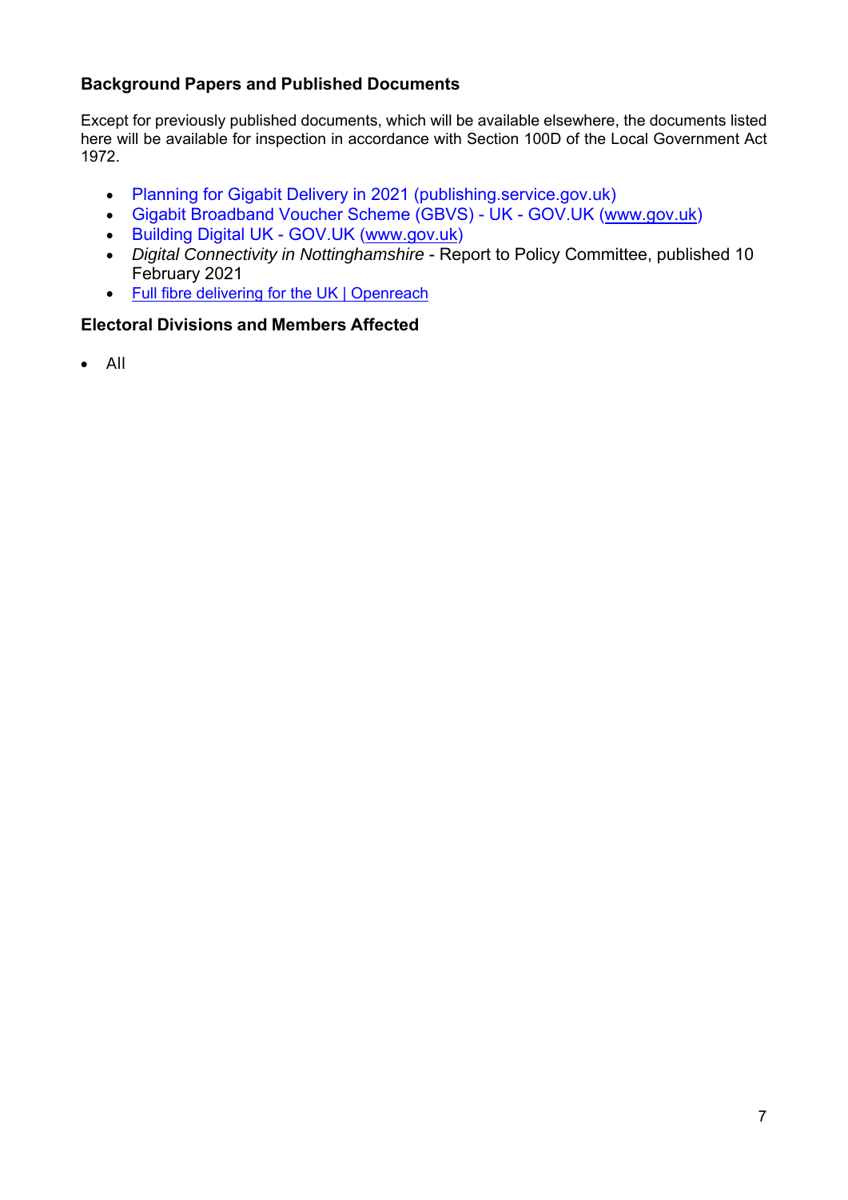## Background Papers and Published Documents

Except for previously published documents, which will be available elsewhere, the documents listed here will be available for inspection in accordance with Section 100D of the Local Government Act 1972.

- Planning for Gigabit Delivery in 2021 (publishing.service.gov.uk)
- Gigabit Broadband Voucher Scheme (GBVS) - UK - GOV.UK (www.gov.uk)
- Building Digital UK - GOV.UK (www.gov.uk)
- *Digital Connectivity in Nottinghamshire* - Report to Policy Committee, published 10 February 2021
- Full fibre delivering for the UK | Openreach

## Electoral Divisions and Members Affected

- All